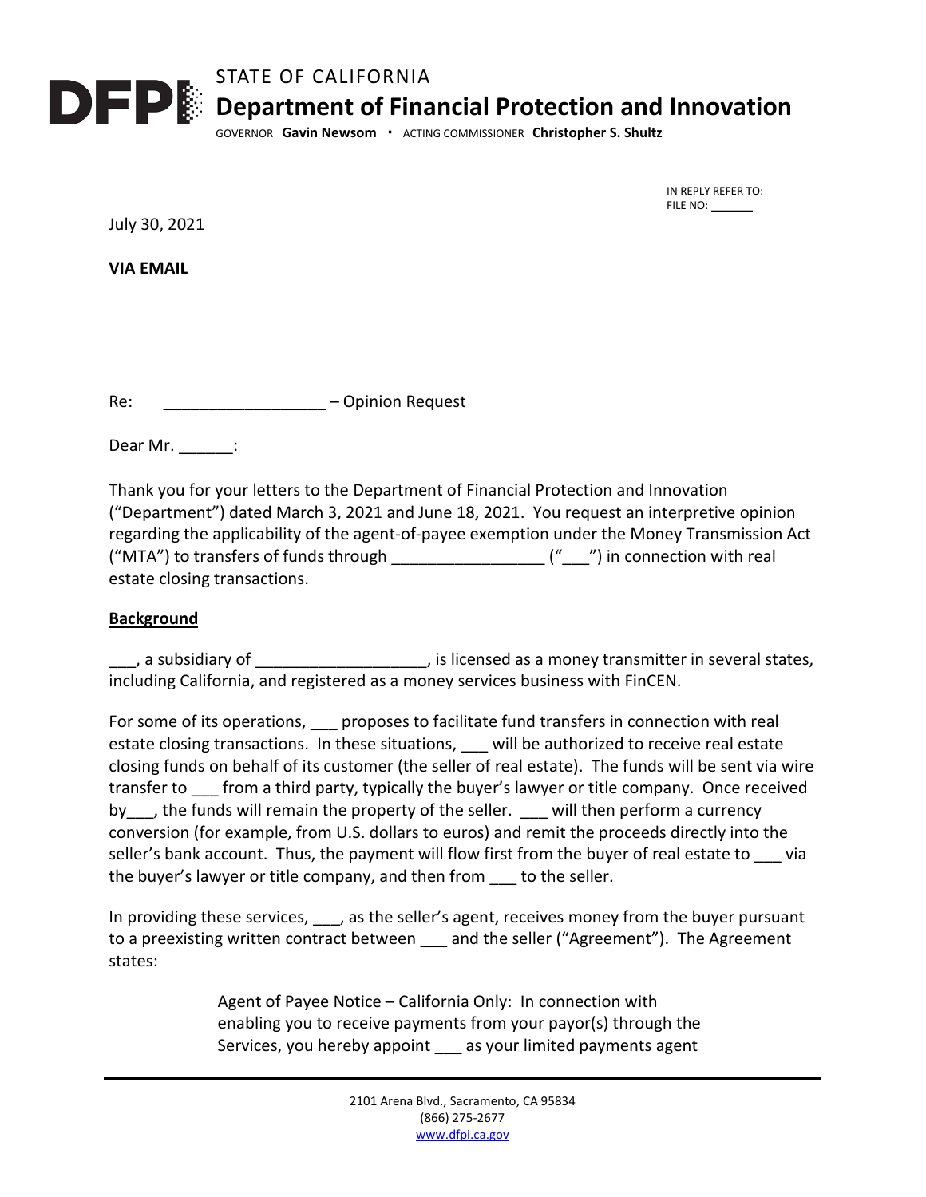STATE OF CALIFORNIA

**Department of Financial Protection and Innovation**

GOVERNOR **Gavin Newsom** · ACTING COMMISSIONER **Christopher S. Shultz**

IN REPLY REFER TO:
FILE NO: ______

July 30, 2021

**VIA EMAIL**

Re: __________________ – Opinion Request

Dear Mr. ______:

Thank you for your letters to the Department of Financial Protection and Innovation ("Department") dated March 3, 2021 and June 18, 2021. You request an interpretive opinion regarding the applicability of the agent-of-payee exemption under the Money Transmission Act ("MTA") to transfers of funds through ________________ ("___") in connection with real estate closing transactions.

**Background**

___, a subsidiary of __________________, is licensed as a money transmitter in several states, including California, and registered as a money services business with FinCEN.

For some of its operations, ___ proposes to facilitate fund transfers in connection with real estate closing transactions. In these situations, ___ will be authorized to receive real estate closing funds on behalf of its customer (the seller of real estate). The funds will be sent via wire transfer to ___ from a third party, typically the buyer's lawyer or title company. Once received by___, the funds will remain the property of the seller. ___ will then perform a currency conversion (for example, from U.S. dollars to euros) and remit the proceeds directly into the seller's bank account. Thus, the payment will flow first from the buyer of real estate to ___ via the buyer's lawyer or title company, and then from ___ to the seller.

In providing these services, ___, as the seller's agent, receives money from the buyer pursuant to a preexisting written contract between ___ and the seller ("Agreement"). The Agreement states:

> Agent of Payee Notice – California Only: In connection with enabling you to receive payments from your payor(s) through the Services, you hereby appoint ___ as your limited payments agent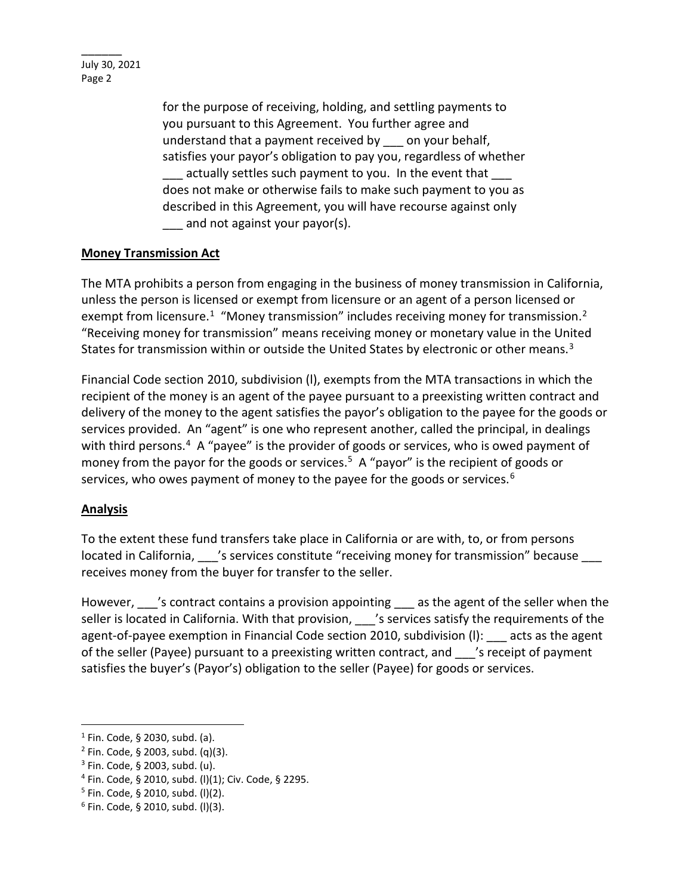for the purpose of receiving, holding, and settling payments to you pursuant to this Agreement. You further agree and understand that a payment received by ___ on your behalf, satisfies your payor's obligation to pay you, regardless of whether ___ actually settles such payment to you. In the event that ___ does not make or otherwise fails to make such payment to you as described in this Agreement, you will have recourse against only ___ and not against your payor(s).

**Money Transmission Act**

The MTA prohibits a person from engaging in the business of money transmission in California, unless the person is licensed or exempt from licensure or an agent of a person licensed or exempt from licensure.[1] "Money transmission" includes receiving money for transmission.[2] "Receiving money for transmission" means receiving money or monetary value in the United States for transmission within or outside the United States by electronic or other means.[3]

Financial Code section 2010, subdivision (l), exempts from the MTA transactions in which the recipient of the money is an agent of the payee pursuant to a preexisting written contract and delivery of the money to the agent satisfies the payor's obligation to the payee for the goods or services provided. An "agent" is one who represent another, called the principal, in dealings with third persons.[4] A "payee" is the provider of goods or services, who is owed payment of money from the payor for the goods or services.[5] A "payor" is the recipient of goods or services, who owes payment of money to the payee for the goods or services.[6]

**Analysis**

To the extent these fund transfers take place in California or are with, to, or from persons located in California, ___'s services constitute "receiving money for transmission" because ___ receives money from the buyer for transfer to the seller.

However, ___'s contract contains a provision appointing ___ as the agent of the seller when the seller is located in California. With that provision, ___'s services satisfy the requirements of the agent-of-payee exemption in Financial Code section 2010, subdivision (l): ___ acts as the agent of the seller (Payee) pursuant to a preexisting written contract, and ___'s receipt of payment satisfies the buyer's (Payor's) obligation to the seller (Payee) for goods or services.

---

[1] Fin. Code, § 2030, subd. (a).

[2] Fin. Code, § 2003, subd. (q)(3).

[3] Fin. Code, § 2003, subd. (u).

[4] Fin. Code, § 2010, subd. (l)(1); Civ. Code, § 2295.

[5] Fin. Code, § 2010, subd. (l)(2).

[6] Fin. Code, § 2010, subd. (l)(3).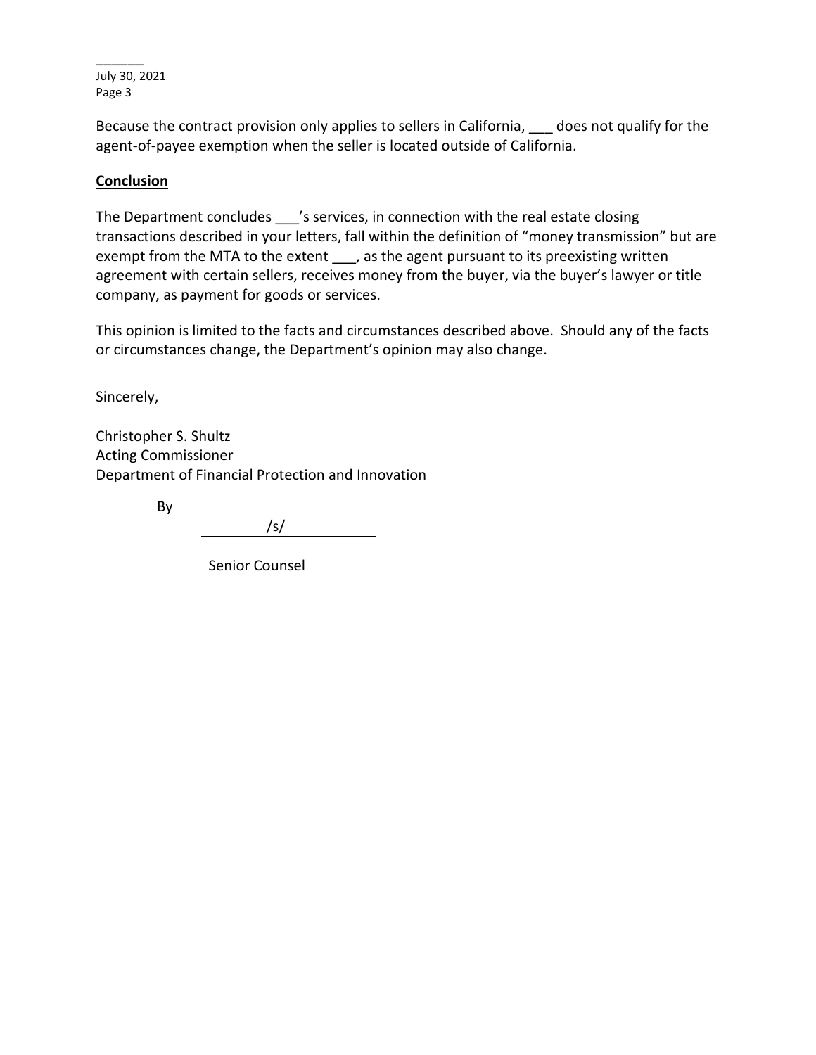Because the contract provision only applies to sellers in California, ___ does not qualify for the agent-of-payee exemption when the seller is located outside of California.

**Conclusion**

The Department concludes ___'s services, in connection with the real estate closing transactions described in your letters, fall within the definition of "money transmission" but are exempt from the MTA to the extent ___, as the agent pursuant to its preexisting written agreement with certain sellers, receives money from the buyer, via the buyer's lawyer or title company, as payment for goods or services.

This opinion is limited to the facts and circumstances described above. Should any of the facts or circumstances change, the Department's opinion may also change.

Sincerely,

Christopher S. Shultz
Acting Commissioner
Department of Financial Protection and Innovation

By

/s/

Senior Counsel